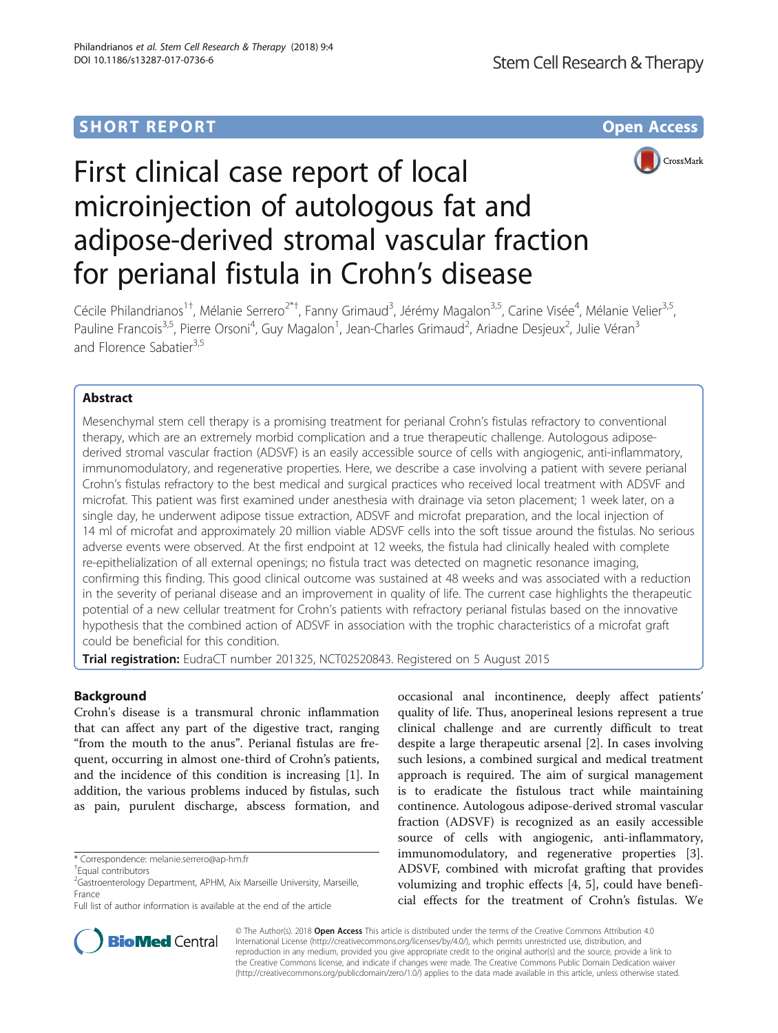SHORT REPORT

Open Access

# First clinical case report of local microinjection of autologous fat and adipose-derived stromal vascular fraction for perianal fistula in Crohn's disease

Cécile Philandrianos[1†], Mélanie Serrero[2*†], Fanny Grimaud[3], Jérémy Magalon[3,5], Carine Visée[4], Mélanie Velier[3,5], Pauline Francois[3,5], Pierre Orsoni[4], Guy Magalon[1], Jean-Charles Grimaud[2], Ariadne Desjeux[2], Julie Véran[3] and Florence Sabatier[3,5]

## Abstract

Mesenchymal stem cell therapy is a promising treatment for perianal Crohn's fistulas refractory to conventional therapy, which are an extremely morbid complication and a true therapeutic challenge. Autologous adipose-derived stromal vascular fraction (ADSVF) is an easily accessible source of cells with angiogenic, anti-inflammatory, immunomodulatory, and regenerative properties. Here, we describe a case involving a patient with severe perianal Crohn's fistulas refractory to the best medical and surgical practices who received local treatment with ADSVF and microfat. This patient was first examined under anesthesia with drainage via seton placement; 1 week later, on a single day, he underwent adipose tissue extraction, ADSVF and microfat preparation, and the local injection of 14 ml of microfat and approximately 20 million viable ADSVF cells into the soft tissue around the fistulas. No serious adverse events were observed. At the first endpoint at 12 weeks, the fistula had clinically healed with complete re-epithelialization of all external openings; no fistula tract was detected on magnetic resonance imaging, confirming this finding. This good clinical outcome was sustained at 48 weeks and was associated with a reduction in the severity of perianal disease and an improvement in quality of life. The current case highlights the therapeutic potential of a new cellular treatment for Crohn's patients with refractory perianal fistulas based on the innovative hypothesis that the combined action of ADSVF in association with the trophic characteristics of a microfat graft could be beneficial for this condition.

**Trial registration:** EudraCT number 201325, NCT02520843. Registered on 5 August 2015

## Background

Crohn's disease is a transmural chronic inflammation that can affect any part of the digestive tract, ranging "from the mouth to the anus". Perianal fistulas are frequent, occurring in almost one-third of Crohn's patients, and the incidence of this condition is increasing [1]. In addition, the various problems induced by fistulas, such as pain, purulent discharge, abscess formation, and occasional anal incontinence, deeply affect patients' quality of life. Thus, anoperineal lesions represent a true clinical challenge and are currently difficult to treat despite a large therapeutic arsenal [2]. In cases involving such lesions, a combined surgical and medical treatment approach is required. The aim of surgical management is to eradicate the fistulous tract while maintaining continence. Autologous adipose-derived stromal vascular fraction (ADSVF) is recognized as an easily accessible source of cells with angiogenic, anti-inflammatory, immunomodulatory, and regenerative properties [3]. ADSVF, combined with microfat grafting that provides volumizing and trophic effects [4, 5], could have beneficial effects for the treatment of Crohn's fistulas. We

\* Correspondence: melanie.serrero@ap-hm.fr
†Equal contributors
[2]Gastroenterology Department, APHM, Aix Marseille University, Marseille, France
Full list of author information is available at the end of the article

© The Author(s). 2018 **Open Access** This article is distributed under the terms of the Creative Commons Attribution 4.0 International License (http://creativecommons.org/licenses/by/4.0/), which permits unrestricted use, distribution, and reproduction in any medium, provided you give appropriate credit to the original author(s) and the source, provide a link to the Creative Commons license, and indicate if changes were made. The Creative Commons Public Domain Dedication waiver (http://creativecommons.org/publicdomain/zero/1.0/) applies to the data made available in this article, unless otherwise stated.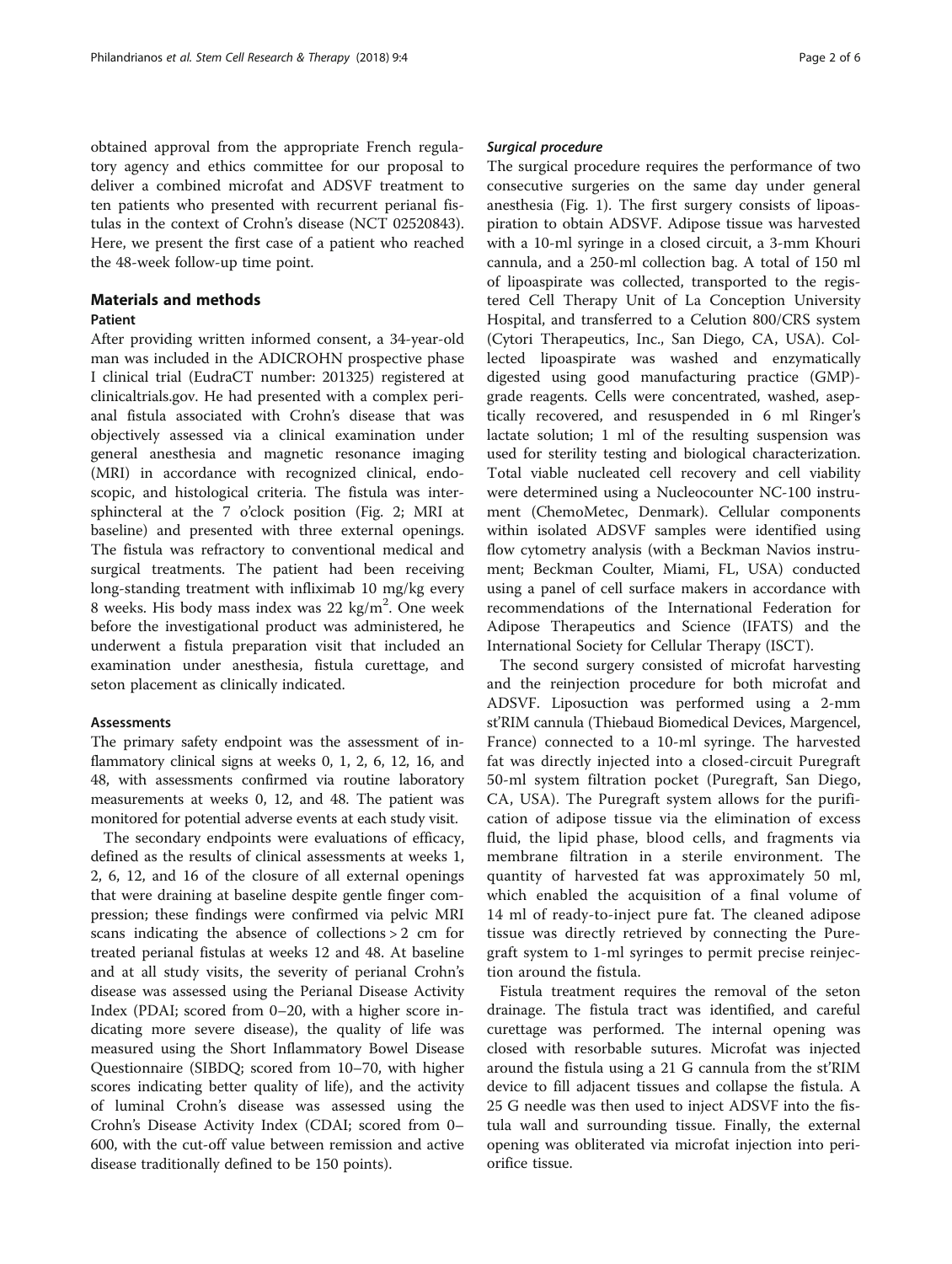obtained approval from the appropriate French regulatory agency and ethics committee for our proposal to deliver a combined microfat and ADSVF treatment to ten patients who presented with recurrent perianal fistulas in the context of Crohn's disease (NCT 02520843). Here, we present the first case of a patient who reached the 48-week follow-up time point.

## Materials and methods

### Patient

After providing written informed consent, a 34-year-old man was included in the ADICROHN prospective phase I clinical trial (EudraCT number: 201325) registered at clinicaltrials.gov. He had presented with a complex perianal fistula associated with Crohn's disease that was objectively assessed via a clinical examination under general anesthesia and magnetic resonance imaging (MRI) in accordance with recognized clinical, endoscopic, and histological criteria. The fistula was intersphincteral at the 7 o'clock position (Fig. 2; MRI at baseline) and presented with three external openings. The fistula was refractory to conventional medical and surgical treatments. The patient had been receiving long-standing treatment with infliximab 10 mg/kg every 8 weeks. His body mass index was 22 kg/m$^2$. One week before the investigational product was administered, he underwent a fistula preparation visit that included an examination under anesthesia, fistula curettage, and seton placement as clinically indicated.

### Assessments

The primary safety endpoint was the assessment of inflammatory clinical signs at weeks 0, 1, 2, 6, 12, 16, and 48, with assessments confirmed via routine laboratory measurements at weeks 0, 12, and 48. The patient was monitored for potential adverse events at each study visit.

The secondary endpoints were evaluations of efficacy, defined as the results of clinical assessments at weeks 1, 2, 6, 12, and 16 of the closure of all external openings that were draining at baseline despite gentle finger compression; these findings were confirmed via pelvic MRI scans indicating the absence of collections > 2 cm for treated perianal fistulas at weeks 12 and 48. At baseline and at all study visits, the severity of perianal Crohn's disease was assessed using the Perianal Disease Activity Index (PDAI; scored from 0–20, with a higher score indicating more severe disease), the quality of life was measured using the Short Inflammatory Bowel Disease Questionnaire (SIBDQ; scored from 10–70, with higher scores indicating better quality of life), and the activity of luminal Crohn's disease was assessed using the Crohn's Disease Activity Index (CDAI; scored from 0–600, with the cut-off value between remission and active disease traditionally defined to be 150 points).

### *Surgical procedure*

The surgical procedure requires the performance of two consecutive surgeries on the same day under general anesthesia (Fig. 1). The first surgery consists of lipoaspiration to obtain ADSVF. Adipose tissue was harvested with a 10-ml syringe in a closed circuit, a 3-mm Khouri cannula, and a 250-ml collection bag. A total of 150 ml of lipoaspirate was collected, transported to the registered Cell Therapy Unit of La Conception University Hospital, and transferred to a Celution 800/CRS system (Cytori Therapeutics, Inc., San Diego, CA, USA). Collected lipoaspirate was washed and enzymatically digested using good manufacturing practice (GMP)-grade reagents. Cells were concentrated, washed, aseptically recovered, and resuspended in 6 ml Ringer's lactate solution; 1 ml of the resulting suspension was used for sterility testing and biological characterization. Total viable nucleated cell recovery and cell viability were determined using a Nucleocounter NC-100 instrument (ChemoMetec, Denmark). Cellular components within isolated ADSVF samples were identified using flow cytometry analysis (with a Beckman Navios instrument; Beckman Coulter, Miami, FL, USA) conducted using a panel of cell surface makers in accordance with recommendations of the International Federation for Adipose Therapeutics and Science (IFATS) and the International Society for Cellular Therapy (ISCT).

The second surgery consisted of microfat harvesting and the reinjection procedure for both microfat and ADSVF. Liposuction was performed using a 2-mm st'RIM cannula (Thiebaud Biomedical Devices, Margencel, France) connected to a 10-ml syringe. The harvested fat was directly injected into a closed-circuit Puregraft 50-ml system filtration pocket (Puregraft, San Diego, CA, USA). The Puregraft system allows for the purification of adipose tissue via the elimination of excess fluid, the lipid phase, blood cells, and fragments via membrane filtration in a sterile environment. The quantity of harvested fat was approximately 50 ml, which enabled the acquisition of a final volume of 14 ml of ready-to-inject pure fat. The cleaned adipose tissue was directly retrieved by connecting the Puregraft system to 1-ml syringes to permit precise reinjection around the fistula.

Fistula treatment requires the removal of the seton drainage. The fistula tract was identified, and careful curettage was performed. The internal opening was closed with resorbable sutures. Microfat was injected around the fistula using a 21 G cannula from the st'RIM device to fill adjacent tissues and collapse the fistula. A 25 G needle was then used to inject ADSVF into the fistula wall and surrounding tissue. Finally, the external opening was obliterated via microfat injection into periorifice tissue.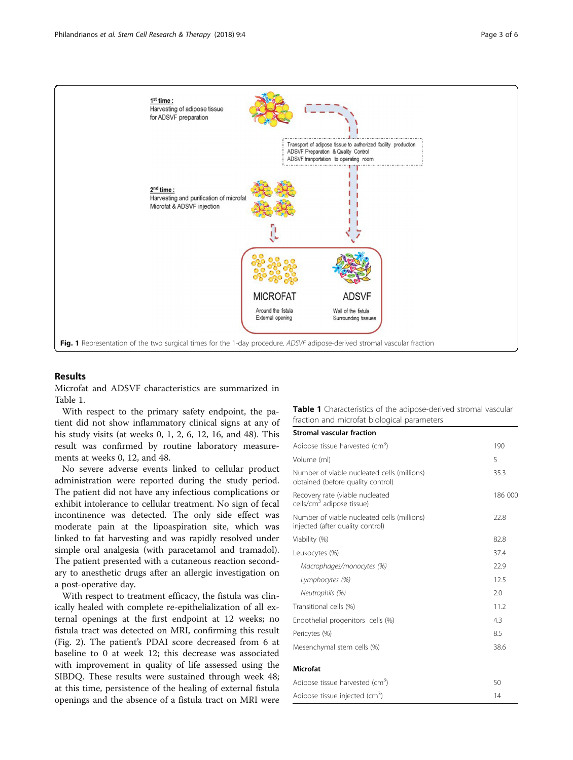Fig. 1 Representation of the two surgical times for the 1-day procedure. *ADSVF* adipose-derived stromal vascular fraction

## Results

Microfat and ADSVF characteristics are summarized in Table 1.

With respect to the primary safety endpoint, the patient did not show inflammatory clinical signs at any of his study visits (at weeks 0, 1, 2, 6, 12, 16, and 48). This result was confirmed by routine laboratory measurements at weeks 0, 12, and 48.

No severe adverse events linked to cellular product administration were reported during the study period. The patient did not have any infectious complications or exhibit intolerance to cellular treatment. No sign of fecal incontinence was detected. The only side effect was moderate pain at the lipoaspiration site, which was linked to fat harvesting and was rapidly resolved under simple oral analgesia (with paracetamol and tramadol). The patient presented with a cutaneous reaction secondary to anesthetic drugs after an allergic investigation on a post-operative day.

With respect to treatment efficacy, the fistula was clinically healed with complete re-epithelialization of all external openings at the first endpoint at 12 weeks; no fistula tract was detected on MRI, confirming this result (Fig. 2). The patient's PDAI score decreased from 6 at baseline to 0 at week 12; this decrease was associated with improvement in quality of life assessed using the SIBDQ. These results were sustained through week 48; at this time, persistence of the healing of external fistula openings and the absence of a fistula tract on MRI were

**Table 1** Characteristics of the adipose-derived stromal vascular fraction and microfat biological parameters

| **Stromal vascular fraction** | |
|---|---|
| Adipose tissue harvested ($cm^3$) | 190 |
| Volume (ml) | 5 |
| Number of viable nucleated cells (millions) obtained (before quality control) | 35.3 |
| Recovery rate (viable nucleated cells/$cm^3$ adipose tissue) | 186 000 |
| Number of viable nucleated cells (millions) injected (after quality control) | 22.8 |
| Viability (%) | 82.8 |
| Leukocytes (%) | 37.4 |
| *Macrophages/monocytes (%)* | 22.9 |
| *Lymphocytes (%)* | 12.5 |
| *Neutrophils (%)* | 2.0 |
| Transitional cells (%) | 11.2 |
| Endothelial progenitors cells (%) | 4.3 |
| Pericytes (%) | 8.5 |
| Mesenchymal stem cells (%) | 38.6 |
| **Microfat** | |
| Adipose tissue harvested ($cm^3$) | 50 |
| Adipose tissue injected ($cm^3$) | 14 |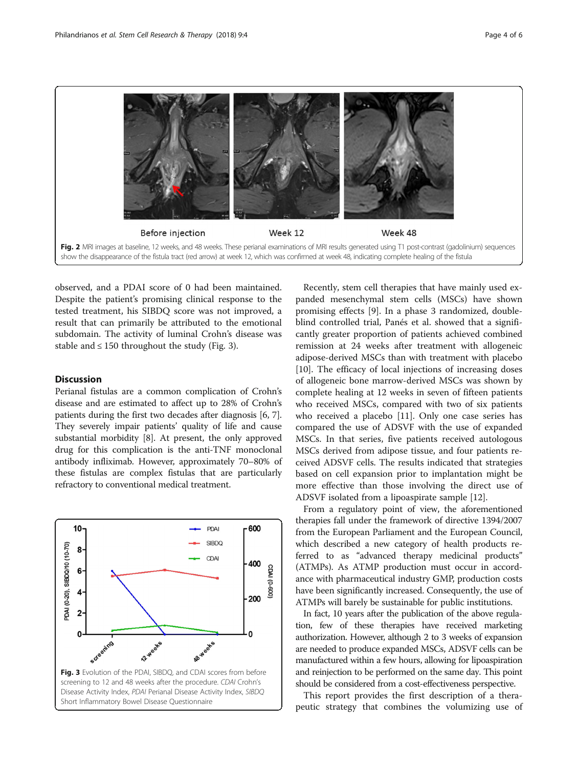Before injection

Week 12

Week 48

**Fig. 2** MRI images at baseline, 12 weeks, and 48 weeks. These perianal examinations of MRI results generated using T1 post-contrast (gadolinium) sequences show the disappearance of the fistula tract (red arrow) at week 12, which was confirmed at week 48, indicating complete healing of the fistula

observed, and a PDAI score of 0 had been maintained. Despite the patient's promising clinical response to the tested treatment, his SIBDQ score was not improved, a result that can primarily be attributed to the emotional subdomain. The activity of luminal Crohn's disease was stable and ≤ 150 throughout the study (Fig. 3).

## Discussion

Perianal fistulas are a common complication of Crohn's disease and are estimated to affect up to 28% of Crohn's patients during the first two decades after diagnosis [6, 7]. They severely impair patients' quality of life and cause substantial morbidity [8]. At present, the only approved drug for this complication is the anti-TNF monoclonal antibody infliximab. However, approximately 70–80% of these fistulas are complex fistulas that are particularly refractory to conventional medical treatment.

PDAI (0-20), SIBDQ/10 (10-70)

CDAI (0-600)

PDAI

SIBDQ

CDAI

10
8
6
4
2
0

600
400
200
0

screening
12 weeks
48 weeks

**Fig. 3** Evolution of the PDAI, SIBDQ, and CDAI scores from before screening to 12 and 48 weeks after the procedure. *CDAI* Crohn's Disease Activity Index, *PDAI* Perianal Disease Activity Index, *SIBDQ* Short Inflammatory Bowel Disease Questionnaire

Recently, stem cell therapies that have mainly used expanded mesenchymal stem cells (MSCs) have shown promising effects [9]. In a phase 3 randomized, double-blind controlled trial, Panés et al. showed that a significantly greater proportion of patients achieved combined remission at 24 weeks after treatment with allogeneic adipose-derived MSCs than with treatment with placebo [10]. The efficacy of local injections of increasing doses of allogeneic bone marrow-derived MSCs was shown by complete healing at 12 weeks in seven of fifteen patients who received MSCs, compared with two of six patients who received a placebo [11]. Only one case series has compared the use of ADSVF with the use of expanded MSCs. In that series, five patients received autologous MSCs derived from adipose tissue, and four patients received ADSVF cells. The results indicated that strategies based on cell expansion prior to implantation might be more effective than those involving the direct use of ADSVF isolated from a lipoaspirate sample [12].

From a regulatory point of view, the aforementioned therapies fall under the framework of directive 1394/2007 from the European Parliament and the European Council, which described a new category of health products referred to as "advanced therapy medicinal products" (ATMPs). As ATMP production must occur in accordance with pharmaceutical industry GMP, production costs have been significantly increased. Consequently, the use of ATMPs will barely be sustainable for public institutions.

In fact, 10 years after the publication of the above regulation, few of these therapies have received marketing authorization. However, although 2 to 3 weeks of expansion are needed to produce expanded MSCs, ADSVF cells can be manufactured within a few hours, allowing for lipoaspiration and reinjection to be performed on the same day. This point should be considered from a cost-effectiveness perspective.

This report provides the first description of a therapeutic strategy that combines the volumizing use of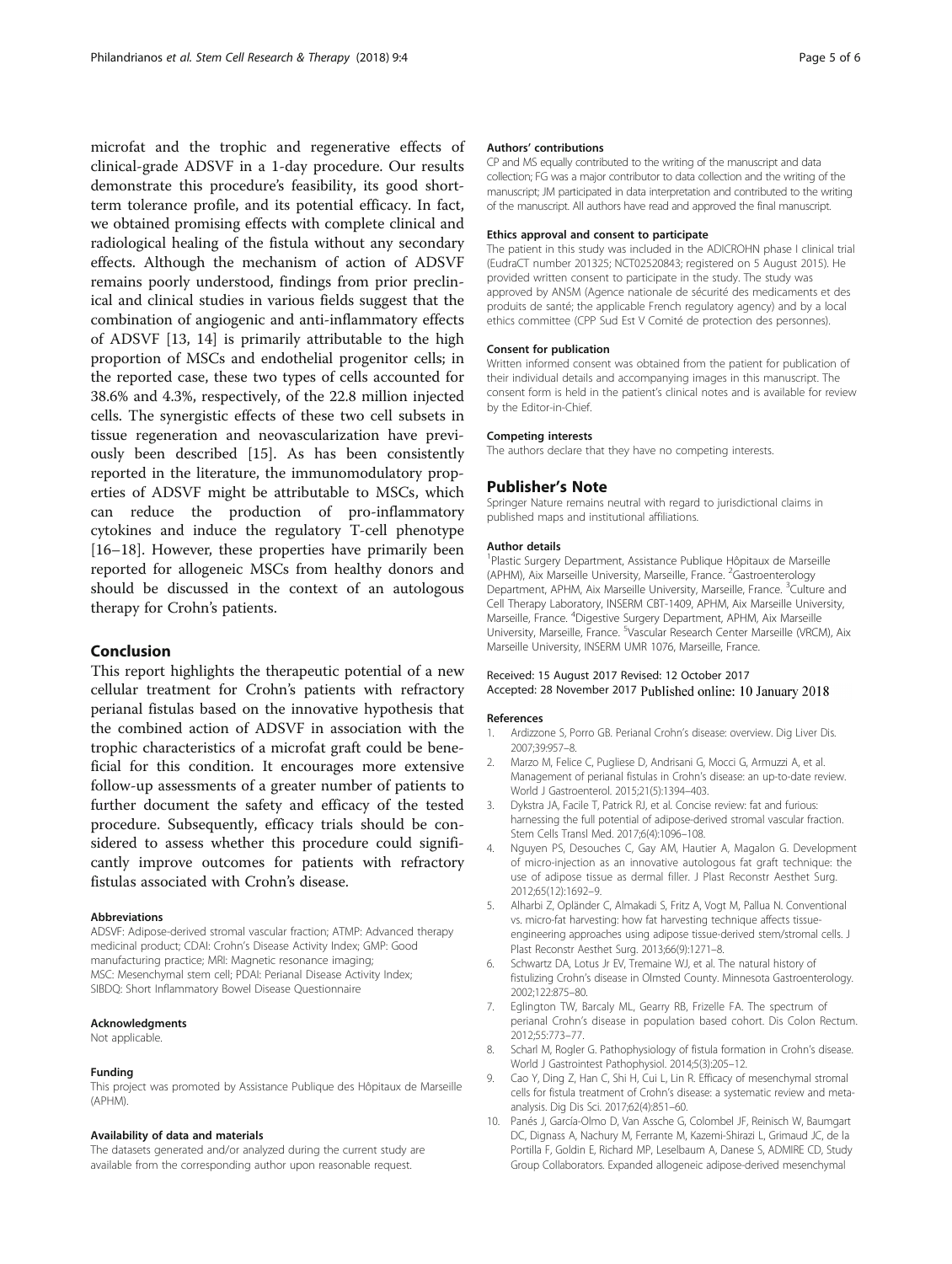microfat and the trophic and regenerative effects of clinical-grade ADSVF in a 1-day procedure. Our results demonstrate this procedure's feasibility, its good short-term tolerance profile, and its potential efficacy. In fact, we obtained promising effects with complete clinical and radiological healing of the fistula without any secondary effects. Although the mechanism of action of ADSVF remains poorly understood, findings from prior preclinical and clinical studies in various fields suggest that the combination of angiogenic and anti-inflammatory effects of ADSVF [13, 14] is primarily attributable to the high proportion of MSCs and endothelial progenitor cells; in the reported case, these two types of cells accounted for 38.6% and 4.3%, respectively, of the 22.8 million injected cells. The synergistic effects of these two cell subsets in tissue regeneration and neovascularization have previously been described [15]. As has been consistently reported in the literature, the immunomodulatory properties of ADSVF might be attributable to MSCs, which can reduce the production of pro-inflammatory cytokines and induce the regulatory T-cell phenotype [16–18]. However, these properties have primarily been reported for allogeneic MSCs from healthy donors and should be discussed in the context of an autologous therapy for Crohn's patients.

## Conclusion

This report highlights the therapeutic potential of a new cellular treatment for Crohn's patients with refractory perianal fistulas based on the innovative hypothesis that the combined action of ADSVF in association with the trophic characteristics of a microfat graft could be beneficial for this condition. It encourages more extensive follow-up assessments of a greater number of patients to further document the safety and efficacy of the tested procedure. Subsequently, efficacy trials should be considered to assess whether this procedure could significantly improve outcomes for patients with refractory fistulas associated with Crohn's disease.

#### Abbreviations

ADSVF: Adipose-derived stromal vascular fraction; ATMP: Advanced therapy medicinal product; CDAI: Crohn's Disease Activity Index; GMP: Good manufacturing practice; MRI: Magnetic resonance imaging; MSC: Mesenchymal stem cell; PDAI: Perianal Disease Activity Index; SIBDQ: Short Inflammatory Bowel Disease Questionnaire

#### Acknowledgments

Not applicable.

#### Funding

This project was promoted by Assistance Publique des Hôpitaux de Marseille (APHM).

#### Availability of data and materials

The datasets generated and/or analyzed during the current study are available from the corresponding author upon reasonable request.

#### Authors' contributions

CP and MS equally contributed to the writing of the manuscript and data collection; FG was a major contributor to data collection and the writing of the manuscript; JM participated in data interpretation and contributed to the writing of the manuscript. All authors have read and approved the final manuscript.

#### Ethics approval and consent to participate

The patient in this study was included in the ADICROHN phase I clinical trial (EudraCT number 201325; NCT02520843; registered on 5 August 2015). He provided written consent to participate in the study. The study was approved by ANSM (Agence nationale de sécurité des medicaments et des produits de santé; the applicable French regulatory agency) and by a local ethics committee (CPP Sud Est V Comité de protection des personnes).

#### Consent for publication

Written informed consent was obtained from the patient for publication of their individual details and accompanying images in this manuscript. The consent form is held in the patient's clinical notes and is available for review by the Editor-in-Chief.

#### Competing interests

The authors declare that they have no competing interests.

## Publisher's Note

Springer Nature remains neutral with regard to jurisdictional claims in published maps and institutional affiliations.

#### Author details

[1]Plastic Surgery Department, Assistance Publique Hôpitaux de Marseille (APHM), Aix Marseille University, Marseille, France. [2]Gastroenterology Department, APHM, Aix Marseille University, Marseille, France. [3]Culture and Cell Therapy Laboratory, INSERM CBT-1409, APHM, Aix Marseille University, Marseille, France. [4]Digestive Surgery Department, APHM, Aix Marseille University, Marseille, France. [5]Vascular Research Center Marseille (VRCM), Aix Marseille University, INSERM UMR 1076, Marseille, France.

Received: 15 August 2017 Revised: 12 October 2017
Accepted: 28 November 2017 Published online: 10 January 2018

#### References

1. Ardizzone S, Porro GB. Perianal Crohn's disease: overview. Dig Liver Dis. 2007;39:957–8.
2. Marzo M, Felice C, Pugliese D, Andrisani G, Mocci G, Armuzzi A, et al. Management of perianal fistulas in Crohn's disease: an up-to-date review. World J Gastroenterol. 2015;21(5):1394–403.
3. Dykstra JA, Facile T, Patrick RJ, et al. Concise review: fat and furious: harnessing the full potential of adipose-derived stromal vascular fraction. Stem Cells Transl Med. 2017;6(4):1096–108.
4. Nguyen PS, Desouches C, Gay AM, Hautier A, Magalon G. Development of micro-injection as an innovative autologous fat graft technique: the use of adipose tissue as dermal filler. J Plast Reconstr Aesthet Surg. 2012;65(12):1692–9.
5. Alharbi Z, Opländer C, Almakadi S, Fritz A, Vogt M, Pallua N. Conventional vs. micro-fat harvesting: how fat harvesting technique affects tissue-engineering approaches using adipose tissue-derived stem/stromal cells. J Plast Reconstr Aesthet Surg. 2013;66(9):1271–8.
6. Schwartz DA, Lotus Jr EV, Tremaine WJ, et al. The natural history of fistulizing Crohn's disease in Olmsted County. Minnesota Gastroenterology. 2002;122:875–80.
7. Eglington TW, Barcaly ML, Gearry RB, Frizelle FA. The spectrum of perianal Crohn's disease in population based cohort. Dis Colon Rectum. 2012;55:773–77.
8. Scharl M, Rogler G. Pathophysiology of fistula formation in Crohn's disease. World J Gastrointest Pathophysiol. 2014;5(3):205–12.
9. Cao Y, Ding Z, Han C, Shi H, Cui L, Lin R. Efficacy of mesenchymal stromal cells for fistula treatment of Crohn's disease: a systematic review and meta-analysis. Dig Dis Sci. 2017;62(4):851–60.
10. Panés J, García-Olmo D, Van Assche G, Colombel JF, Reinisch W, Baumgart DC, Dignass A, Nachury M, Ferrante M, Kazemi-Shirazi L, Grimaud JC, de la Portilla F, Goldin E, Richard MP, Leselbaum A, Danese S, ADMIRE CD, Study Group Collaborators. Expanded allogeneic adipose-derived mesenchymal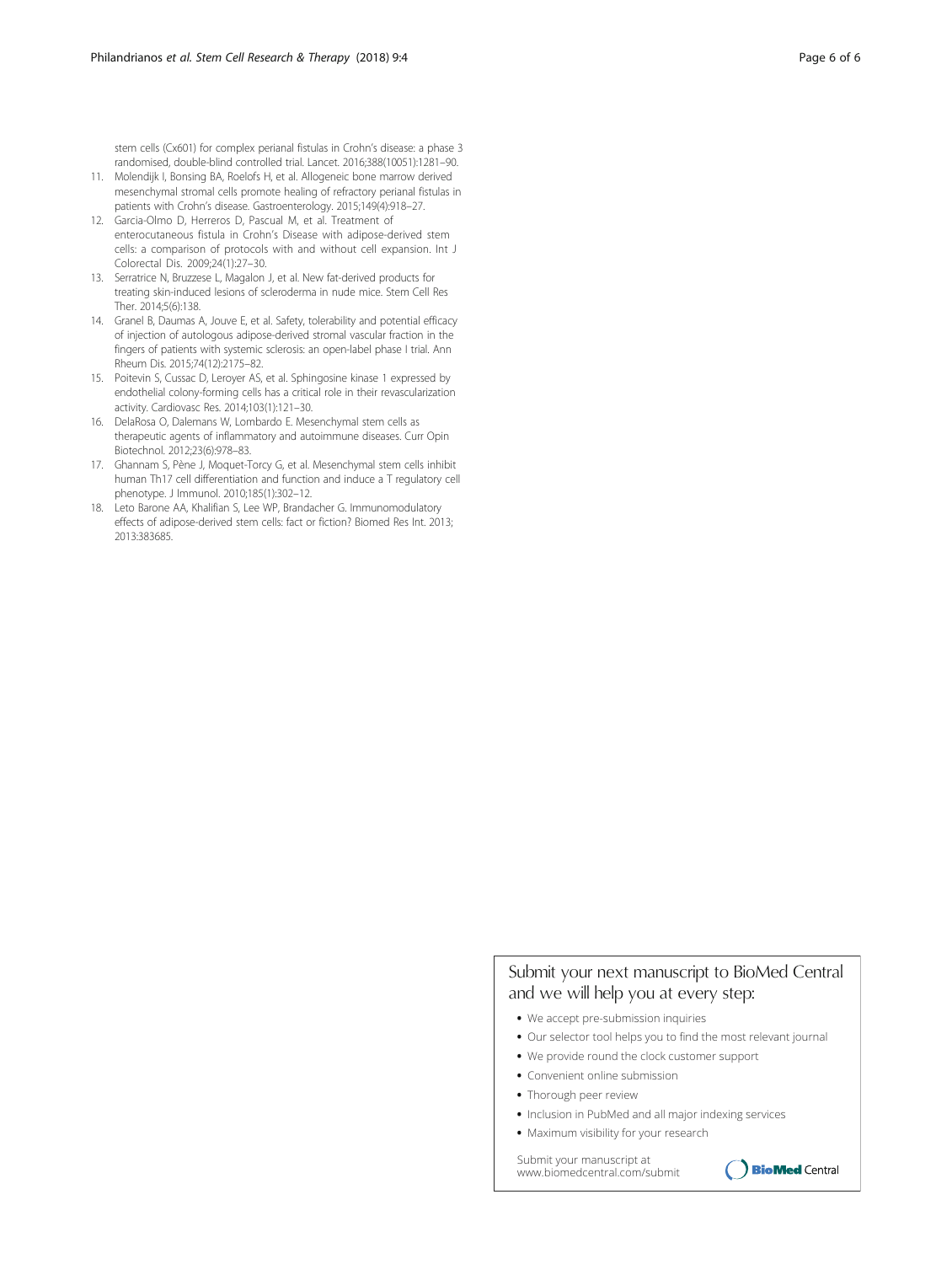stem cells (Cx601) for complex perianal fistulas in Crohn's disease: a phase 3 randomised, double-blind controlled trial. Lancet. 2016;388(10051):1281–90.

11. Molendijk I, Bonsing BA, Roelofs H, et al. Allogeneic bone marrow derived mesenchymal stromal cells promote healing of refractory perianal fistulas in patients with Crohn's disease. Gastroenterology. 2015;149(4):918–27.
12. Garcia-Olmo D, Herreros D, Pascual M, et al. Treatment of enterocutaneous fistula in Crohn's Disease with adipose-derived stem cells: a comparison of protocols with and without cell expansion. Int J Colorectal Dis. 2009;24(1):27–30.
13. Serratrice N, Bruzzese L, Magalon J, et al. New fat-derived products for treating skin-induced lesions of scleroderma in nude mice. Stem Cell Res Ther. 2014;5(6):138.
14. Granel B, Daumas A, Jouve E, et al. Safety, tolerability and potential efficacy of injection of autologous adipose-derived stromal vascular fraction in the fingers of patients with systemic sclerosis: an open-label phase I trial. Ann Rheum Dis. 2015;74(12):2175–82.
15. Poitevin S, Cussac D, Leroyer AS, et al. Sphingosine kinase 1 expressed by endothelial colony-forming cells has a critical role in their revascularization activity. Cardiovasc Res. 2014;103(1):121–30.
16. DelaRosa O, Dalemans W, Lombardo E. Mesenchymal stem cells as therapeutic agents of inflammatory and autoimmune diseases. Curr Opin Biotechnol. 2012;23(6):978–83.
17. Ghannam S, Pène J, Moquet-Torcy G, et al. Mesenchymal stem cells inhibit human Th17 cell differentiation and function and induce a T regulatory cell phenotype. J Immunol. 2010;185(1):302–12.
18. Leto Barone AA, Khalifian S, Lee WP, Brandacher G. Immunomodulatory effects of adipose-derived stem cells: fact or fiction? Biomed Res Int. 2013; 2013:383685.

Submit your next manuscript to BioMed Central and we will help you at every step:

- We accept pre-submission inquiries
- Our selector tool helps you to find the most relevant journal
- We provide round the clock customer support
- Convenient online submission
- Thorough peer review
- Inclusion in PubMed and all major indexing services
- Maximum visibility for your research

Submit your manuscript at
www.biomedcentral.com/submit

BioMed Central